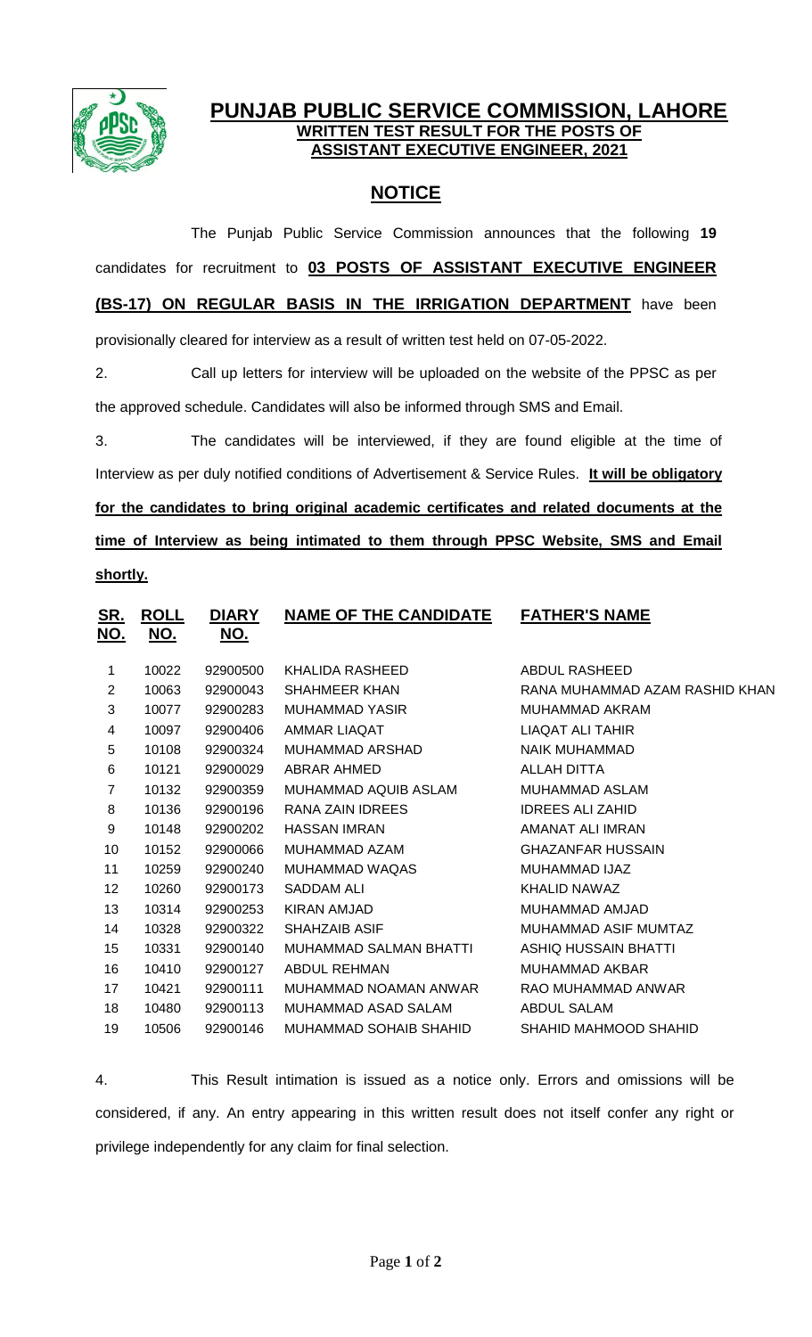# PUNJAB PUBLIC SERVICE COMMISSION, LAHORE

## WRITTEN TEST RESULT FOR THE POSTS OF ASSISTANT EXECUTIVE ENGINEER, 2021

## NOTICE

The Punjab Public Service Commission announces that the following **19** candidates for recruitment to **03 POSTS OF ASSISTANT EXECUTIVE ENGINEER (BS-17) ON REGULAR BASIS IN THE IRRIGATION DEPARTMENT** have been provisionally cleared for interview as a result of written test held on 07-05-2022.

2. Call up letters for interview will be uploaded on the website of the PPSC as per the approved schedule. Candidates will also be informed through SMS and Email.

3. The candidates will be interviewed, if they are found eligible at the time of Interview as per duly notified conditions of Advertisement & Service Rules. **It will be obligatory for the candidates to bring original academic certificates and related documents at the time of Interview as being intimated to them through PPSC Website, SMS and Email shortly.**

| SR. NO. | ROLL NO. | DIARY NO. | NAME OF THE CANDIDATE | FATHER'S NAME |
|---|---|---|---|---|
| 1 | 10022 | 92900500 | KHALIDA RASHEED | ABDUL RASHEED |
| 2 | 10063 | 92900043 | SHAHMEER KHAN | RANA MUHAMMAD AZAM RASHID KHAN |
| 3 | 10077 | 92900283 | MUHAMMAD YASIR | MUHAMMAD AKRAM |
| 4 | 10097 | 92900406 | AMMAR LIAQAT | LIAQAT ALI TAHIR |
| 5 | 10108 | 92900324 | MUHAMMAD ARSHAD | NAIK MUHAMMAD |
| 6 | 10121 | 92900029 | ABRAR AHMED | ALLAH DITTA |
| 7 | 10132 | 92900359 | MUHAMMAD AQUIB ASLAM | MUHAMMAD ASLAM |
| 8 | 10136 | 92900196 | RANA ZAIN IDREES | IDREES ALI ZAHID |
| 9 | 10148 | 92900202 | HASSAN IMRAN | AMANAT ALI IMRAN |
| 10 | 10152 | 92900066 | MUHAMMAD AZAM | GHAZANFAR HUSSAIN |
| 11 | 10259 | 92900240 | MUHAMMAD WAQAS | MUHAMMAD IJAZ |
| 12 | 10260 | 92900173 | SADDAM ALI | KHALID NAWAZ |
| 13 | 10314 | 92900253 | KIRAN AMJAD | MUHAMMAD AMJAD |
| 14 | 10328 | 92900322 | SHAHZAIB ASIF | MUHAMMAD ASIF MUMTAZ |
| 15 | 10331 | 92900140 | MUHAMMAD SALMAN BHATTI | ASHIQ HUSSAIN BHATTI |
| 16 | 10410 | 92900127 | ABDUL REHMAN | MUHAMMAD AKBAR |
| 17 | 10421 | 92900111 | MUHAMMAD NOAMAN ANWAR | RAO MUHAMMAD ANWAR |
| 18 | 10480 | 92900113 | MUHAMMAD ASAD SALAM | ABDUL SALAM |
| 19 | 10506 | 92900146 | MUHAMMAD SOHAIB SHAHID | SHAHID MAHMOOD SHAHID |

4. This Result intimation is issued as a notice only. Errors and omissions will be considered, if any. An entry appearing in this written result does not itself confer any right or privilege independently for any claim for final selection.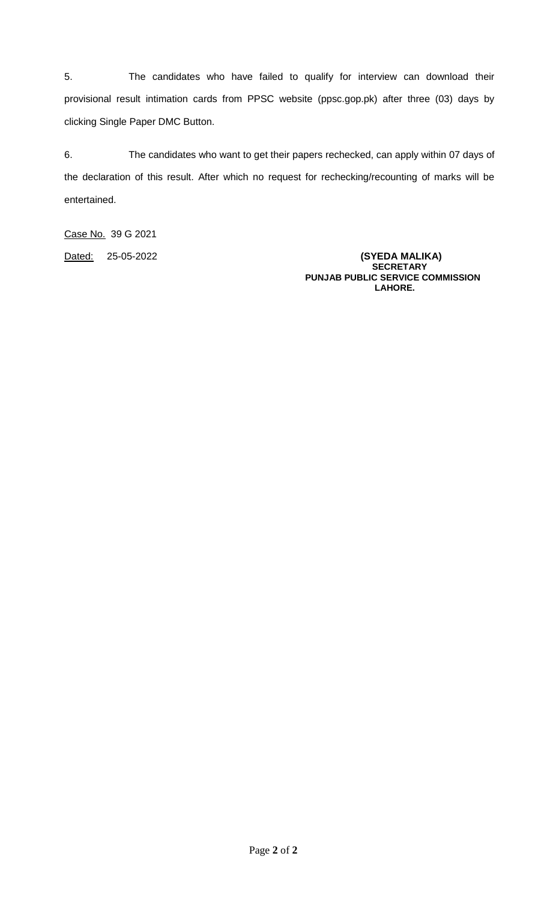5. The candidates who have failed to qualify for interview can download their provisional result intimation cards from PPSC website (ppsc.gop.pk) after three (03) days by clicking Single Paper DMC Button.

6. The candidates who want to get their papers rechecked, can apply within 07 days of the declaration of this result. After which no request for rechecking/recounting of marks will be entertained.

Case No. 39 G 2021

Dated: 25-05-2022

**(SYEDA MALIKA)**
**SECRETARY**
**PUNJAB PUBLIC SERVICE COMMISSION**
**LAHORE.**